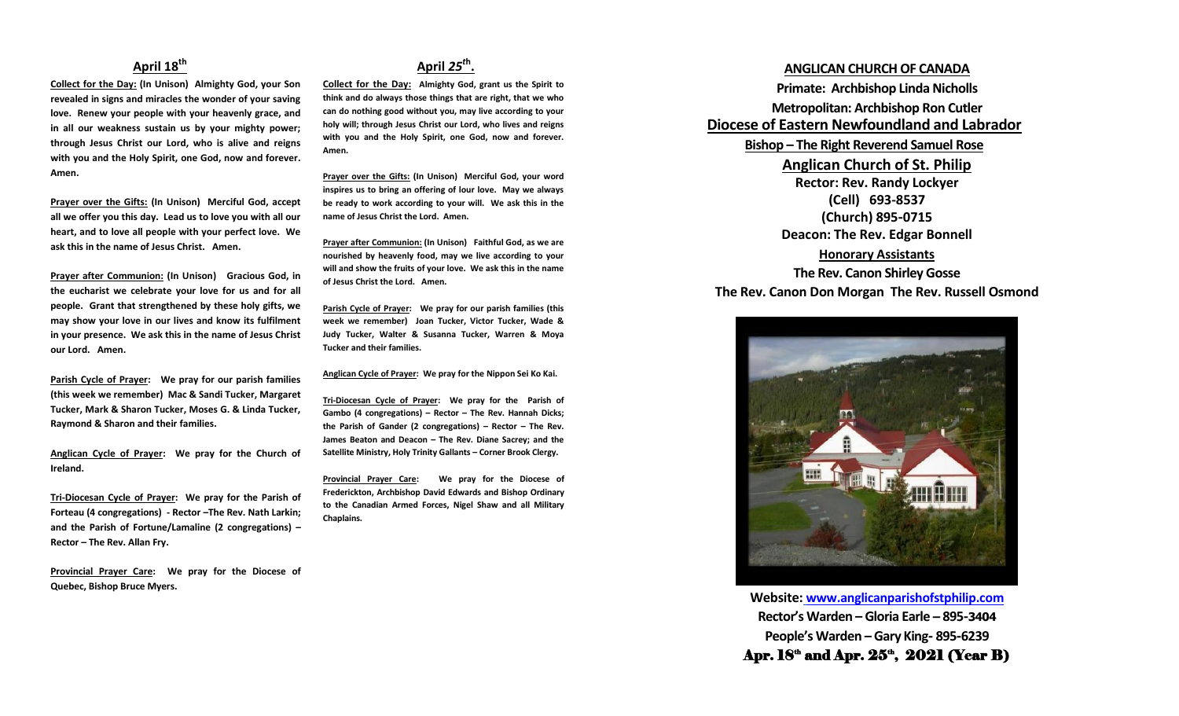## April 18th

**Collect for the Day: (In Unison) Almighty God, your Son revealed in signs and miracles the wonder of your saving love. Renew your people with your heavenly grace, and in all our weakness sustain us by your mighty power; through Jesus Christ our Lord, who is alive and reigns with you and the Holy Spirit, one God, now and forever. Amen.**

**Prayer over the Gifts: (In Unison) Merciful God, accept all we offer you this day. Lead us to love you with all our heart, and to love all people with your perfect love. We ask this in the name of Jesus Christ. Amen.**

**Prayer after Communion: (In Unison) Gracious God, in the eucharist we celebrate your love for us and for all people. Grant that strengthened by these holy gifts, we may show your love in our lives and know its fulfilment in your presence. We ask this in the name of Jesus Christ our Lord. Amen.**

**Parish Cycle of Prayer: We pray for our parish families (this week we remember) Mac & Sandi Tucker, Margaret Tucker, Mark & Sharon Tucker, Moses G. & Linda Tucker, Raymond & Sharon and their families.**

**Anglican Cycle of Prayer: We pray for the Church of Ireland.**

**Tri-Diocesan Cycle of Prayer: We pray for the Parish of Forteau (4 congregations) - Rector –The Rev. Nath Larkin; and the Parish of Fortune/Lamaline (2 congregations) – Rector – The Rev. Allan Fry.**

**Provincial Prayer Care: We pray for the Diocese of Quebec, Bishop Bruce Myers.**

## April 25th.

**Collect for the Day: Almighty God, grant us the Spirit to think and do always those things that are right, that we who can do nothing good without you, may live according to your holy will; through Jesus Christ our Lord, who lives and reigns with you and the Holy Spirit, one God, now and forever. Amen.**

**Prayer over the Gifts: (In Unison) Merciful God, your word inspires us to bring an offering of lour love. May we always be ready to work according to your will. We ask this in the name of Jesus Christ the Lord. Amen.**

**Prayer after Communion: (In Unison) Faithful God, as we are nourished by heavenly food, may we live according to your will and show the fruits of your love. We ask this in the name of Jesus Christ the Lord. Amen.**

**Parish Cycle of Prayer: We pray for our parish families (this week we remember) Joan Tucker, Victor Tucker, Wade & Judy Tucker, Walter & Susanna Tucker, Warren & Moya Tucker and their families.**

**Anglican Cycle of Prayer: We pray for the Nippon Sei Ko Kai.**

**Tri-Diocesan Cycle of Prayer: We pray for the Parish of Gambo (4 congregations) – Rector – The Rev. Hannah Dicks; the Parish of Gander (2 congregations) – Rector – The Rev. James Beaton and Deacon – The Rev. Diane Sacrey; and the Satellite Ministry, Holy Trinity Gallants – Corner Brook Clergy.**

**Provincial Prayer Care: We pray for the Diocese of Frederickton, Archbishop David Edwards and Bishop Ordinary to the Canadian Armed Forces, Nigel Shaw and all Military Chaplains.**

**ANGLICAN CHURCH OF CANADA**

**Primate: Archbishop Linda Nicholls**

**Metropolitan: Archbishop Ron Cutler**

# Diocese of Eastern Newfoundland and Labrador

**Bishop – The Right Reverend Samuel Rose**

## Anglican Church of St. Philip

**Rector: Rev. Randy Lockyer**

**(Cell) 693-8537**

**(Church) 895-0715**

**Deacon: The Rev. Edgar Bonnell**

**Honorary Assistants**

**The Rev. Canon Shirley Gosse**

**The Rev. Canon Don Morgan The Rev. Russell Osmond**

**Website: www.anglicanparishofstphilip.com**

**Rector's Warden – Gloria Earle – 895-3404**

**People's Warden – Gary King- 895-6239**

**Apr. 18th and Apr. 25th, 2021 (Year B)**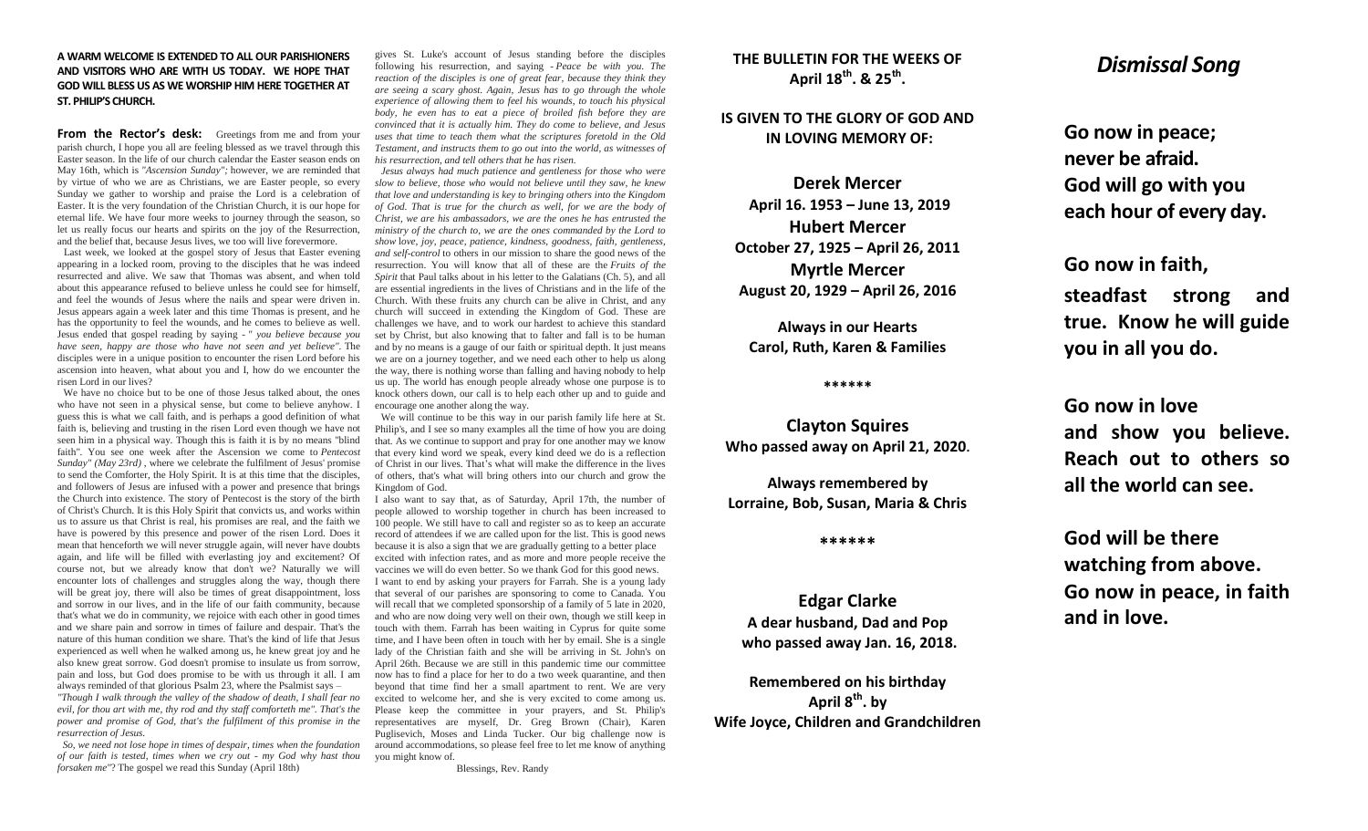**A WARM WELCOME IS EXTENDED TO ALL OUR PARISHIONERS AND VISITORS WHO ARE WITH US TODAY. WE HOPE THAT GOD WILL BLESS US AS WE WORSHIP HIM HERE TOGETHER AT ST. PHILIP'S CHURCH.**

**From the Rector's desk:** Greetings from me and from your parish church, I hope you all are feeling blessed as we travel through this Easter season. In the life of our church calendar the Easter season ends on May 16th, which is *"Ascension Sunday"*; however, we are reminded that by virtue of who we are as Christians, we are Easter people, so every Sunday we gather to worship and praise the Lord is a celebration of Easter. It is the very foundation of the Christian Church, it is our hope for eternal life. We have four more weeks to journey through the season, so let us really focus our hearts and spirits on the joy of the Resurrection, and the belief that, because Jesus lives, we too will live forevermore.

Last week, we looked at the gospel story of Jesus that Easter evening appearing in a locked room, proving to the disciples that he was indeed resurrected and alive. We saw that Thomas was absent, and when told about this appearance refused to believe unless he could see for himself, and feel the wounds of Jesus where the nails and spear were driven in. Jesus appears again a week later and this time Thomas is present, and he has the opportunity to feel the wounds, and he comes to believe as well. Jesus ended that gospel reading by saying - *" you believe because you have seen, happy are those who have not seen and yet believe"*. The disciples were in a unique position to encounter the risen Lord before his ascension into heaven, what about you and I, how do we encounter the risen Lord in our lives?

We have no choice but to be one of those Jesus talked about, the ones who have not seen in a physical sense, but come to believe anyhow. I guess this is what we call faith, and is perhaps a good definition of what faith is, believing and trusting in the risen Lord even though we have not seen him in a physical way. Though this is faith it is by no means "blind faith". You see one week after the Ascension we come to *Pentecost Sunday" (May 23rd)* , where we celebrate the fulfilment of Jesus' promise to send the Comforter, the Holy Spirit. It is at this time that the disciples, and followers of Jesus are infused with a power and presence that brings the Church into existence. The story of Pentecost is the story of the birth of Christ's Church. It is this Holy Spirit that convicts us, and works within us to assure us that Christ is real, his promises are real, and the faith we have is powered by this presence and power of the risen Lord. Does it mean that henceforth we will never struggle again, will never have doubts again, and life will be filled with everlasting joy and excitement? Of course not, but we already know that don't we? Naturally we will encounter lots of challenges and struggles along the way, though there will be great joy, there will also be times of great disappointment, loss and sorrow in our lives, and in the life of our faith community, because that's what we do in community, we rejoice with each other in good times and we share pain and sorrow in times of failure and despair. That's the nature of this human condition we share. That's the kind of life that Jesus experienced as well when he walked among us, he knew great joy and he also knew great sorrow. God doesn't promise to insulate us from sorrow, pain and loss, but God does promise to be with us through it all. I am always reminded of that glorious Psalm 23, where the Psalmist says –
*"Though I walk through the valley of the shadow of death, I shall fear no evil, for thou art with me, thy rod and thy staff comforteth me". That's the power and promise of God, that's the fulfilment of this promise in the resurrection of Jesus.*

*So, we need not lose hope in times of despair, times when the foundation of our faith is tested, times when we cry out - my God why hast thou forsaken me"*? The gospel we read this Sunday (April 18th) gives St. Luke's account of Jesus standing before the disciples following his resurrection, and saying - *Peace be with you. The reaction of the disciples is one of great fear, because they think they are seeing a scary ghost. Again, Jesus has to go through the whole experience of allowing them to feel his wounds, to touch his physical body, he even has to eat a piece of broiled fish before they are convinced that it is actually him. They do come to believe, and Jesus uses that time to teach them what the scriptures foretold in the Old Testament, and instructs them to go out into the world, as witnesses of his resurrection, and tell others that he has risen.*

*Jesus always had much patience and gentleness for those who were slow to believe, those who would not believe until they saw, he knew that love and understanding is key to bringing others into the Kingdom of God. That is true for the church as well, for we are the body of Christ, we are his ambassadors, we are the ones he has entrusted the ministry of the church to, we are the ones commanded by the Lord to show love, joy, peace, patience, kindness, goodness, faith, gentleness, and self-control* to others in our mission to share the good news of the resurrection. You will know that all of these are the *Fruits of the Spirit* that Paul talks about in his letter to the Galatians (Ch. 5), and all are essential ingredients in the lives of Christians and in the life of the Church. With these fruits any church can be alive in Christ, and any church will succeed in extending the Kingdom of God. These are challenges we have, and to work our hardest to achieve this standard set by Christ, but also knowing that to falter and fall is to be human and by no means is a gauge of our faith or spiritual depth. It just means we are on a journey together, and we need each other to help us along the way, there is nothing worse than falling and having nobody to help us up. The world has enough people already whose one purpose is to knock others down, our call is to help each other up and to guide and encourage one another along the way.

We will continue to be this way in our parish family life here at St. Philip's, and I see so many examples all the time of how you are doing that. As we continue to support and pray for one another may we know that every kind word we speak, every kind deed we do is a reflection of Christ in our lives. That's what will make the difference in the lives of others, that's what will bring others into our church and grow the Kingdom of God.

I also want to say that, as of Saturday, April 17th, the number of people allowed to worship together in church has been increased to 100 people. We still will have to call and register so as to keep an accurate record of attendees if we are called upon for the list. This is good news because it is also a sign that we are gradually getting to a better place excited with infection rates, and as more and more people receive the vaccines we will do even better. So we thank God for this good news.

I want to end by asking your prayers for Farrah. She is a young lady that several of our parishes are sponsoring to come to Canada. You will recall that we completed sponsorship of a family of 5 late in 2020, and who are now doing very well on their own, though we still keep in touch with them. Farrah has been waiting in Cyprus for quite some time, and I have been often in touch with her by email. She is a single lady of the Christian faith and she will be arriving in St. John's on April 26th. Because we are still in this pandemic time our committee now has to find a place for her to do a two week quarantine, and then beyond that time find her a small apartment to rent. We are very excited to welcome her, and she is very excited to come among us. Please keep the committee in your prayers, and St. Philip's representatives are myself, Dr. Greg Brown (Chair), Karen Puglisevich, Moses and Linda Tucker. Our big challenge now is around accommodations, so please feel free to let me know of anything you might know of.

Blessings, Rev. Randy

**THE BULLETIN FOR THE WEEKS OF April 18th. & 25th.**

**IS GIVEN TO THE GLORY OF GOD AND IN LOVING MEMORY OF:**

**Derek Mercer**
**April 16. 1953 – June 13, 2019**
**Hubert Mercer**
**October 27, 1925 – April 26, 2011**
**Myrtle Mercer**
**August 20, 1929 – April 26, 2016**

**Always in our Hearts**
**Carol, Ruth, Karen & Families**

\*\*\*\*\*\*

**Clayton Squires**
**Who passed away on April 21, 2020.**

**Always remembered by**
**Lorraine, Bob, Susan, Maria & Chris**

\*\*\*\*\*\*

**Edgar Clarke**
**A dear husband, Dad and Pop**
**who passed away Jan. 16, 2018.**

**Remembered on his birthday**
**April 8th. by**
**Wife Joyce, Children and Grandchildren**

## *Dismissal Song*

**Go now in peace;**
**never be afraid.**
**God will go with you**
**each hour of every day.**

**Go now in faith,**
**steadfast strong and true. Know he will guide you in all you do.**

**Go now in love**
**and show you believe. Reach out to others so all the world can see.**

**God will be there**
**watching from above.**
**Go now in peace, in faith and in love.**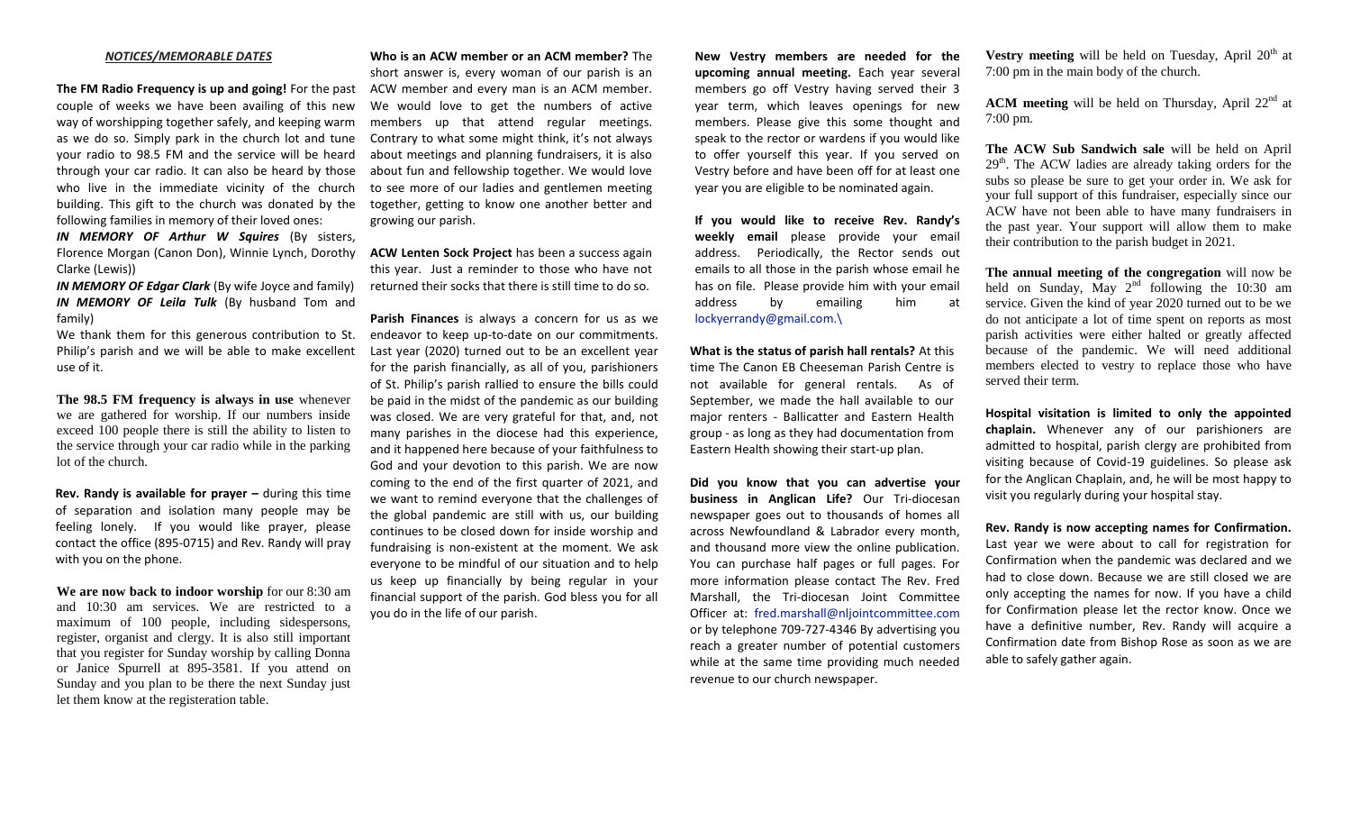## *NOTICES/MEMORABLE DATES*

**The FM Radio Frequency is up and going!** For the past couple of weeks we have been availing of this new way of worshipping together safely, and keeping warm as we do so. Simply park in the church lot and tune your radio to 98.5 FM and the service will be heard through your car radio. It can also be heard by those who live in the immediate vicinity of the church building. This gift to the church was donated by the following families in memory of their loved ones:

***IN MEMORY OF Arthur W Squires*** (By sisters, Florence Morgan (Canon Don), Winnie Lynch, Dorothy Clarke (Lewis))

***IN MEMORY OF Edgar Clark*** (By wife Joyce and family)

***IN MEMORY OF Leila Tulk*** (By husband Tom and family)

We thank them for this generous contribution to St. Philip's parish and we will be able to make excellent use of it.

**The 98.5 FM frequency is always in use** whenever we are gathered for worship. If our numbers inside exceed 100 people there is still the ability to listen to the service through your car radio while in the parking lot of the church.

**Rev. Randy is available for prayer –** during this time of separation and isolation many people may be feeling lonely. If you would like prayer, please contact the office (895-0715) and Rev. Randy will pray with you on the phone.

**We are now back to indoor worship** for our 8:30 am and 10:30 am services. We are restricted to a maximum of 100 people, including sidespersons, register, organist and clergy. It is also still important that you register for Sunday worship by calling Donna or Janice Spurrell at 895-3581. If you attend on Sunday and you plan to be there the next Sunday just let them know at the registeration table.

**Who is an ACW member or an ACM member?** The short answer is, every woman of our parish is an ACW member and every man is an ACM member. We would love to get the numbers of active members up that attend regular meetings. Contrary to what some might think, it's not always about meetings and planning fundraisers, it is also about fun and fellowship together. We would love to see more of our ladies and gentlemen meeting together, getting to know one another better and growing our parish.

**ACW Lenten Sock Project** has been a success again this year. Just a reminder to those who have not returned their socks that there is still time to do so.

**Parish Finances** is always a concern for us as we endeavor to keep up-to-date on our commitments. Last year (2020) turned out to be an excellent year for the parish financially, as all of you, parishioners of St. Philip's parish rallied to ensure the bills could be paid in the midst of the pandemic as our building was closed. We are very grateful for that, and, not many parishes in the diocese had this experience, and it happened here because of your faithfulness to God and your devotion to this parish. We are now coming to the end of the first quarter of 2021, and we want to remind everyone that the challenges of the global pandemic are still with us, our building continues to be closed down for inside worship and fundraising is non-existent at the moment. We ask everyone to be mindful of our situation and to help us keep up financially by being regular in your financial support of the parish. God bless you for all you do in the life of our parish.

**New Vestry members are needed for the upcoming annual meeting.** Each year several members go off Vestry having served their 3 year term, which leaves openings for new members. Please give this some thought and speak to the rector or wardens if you would like to offer yourself this year. If you served on Vestry before and have been off for at least one year you are eligible to be nominated again.

**If you would like to receive Rev. Randy's weekly email** please provide your email address. Periodically, the Rector sends out emails to all those in the parish whose email he has on file. Please provide him with your email address by emailing him at lockyerrandy@gmail.com.\

**What is the status of parish hall rentals?** At this time The Canon EB Cheeseman Parish Centre is not available for general rentals. As of September, we made the hall available to our major renters - Ballicatter and Eastern Health group - as long as they had documentation from Eastern Health showing their start-up plan.

**Did you know that you can advertise your business in Anglican Life?** Our Tri-diocesan newspaper goes out to thousands of homes all across Newfoundland & Labrador every month, and thousand more view the online publication. You can purchase half pages or full pages. For more information please contact The Rev. Fred Marshall, the Tri-diocesan Joint Committee Officer at: fred.marshall@nljointcommittee.com or by telephone 709-727-4346 By advertising you reach a greater number of potential customers while at the same time providing much needed revenue to our church newspaper.

**Vestry meeting** will be held on Tuesday, April 20th at 7:00 pm in the main body of the church.

**ACM meeting** will be held on Thursday, April 22nd at 7:00 pm.

**The ACW Sub Sandwich sale** will be held on April 29th. The ACW ladies are already taking orders for the subs so please be sure to get your order in. We ask for your full support of this fundraiser, especially since our ACW have not been able to have many fundraisers in the past year. Your support will allow them to make their contribution to the parish budget in 2021.

**The annual meeting of the congregation** will now be held on Sunday, May 2nd following the 10:30 am service. Given the kind of year 2020 turned out to be we do not anticipate a lot of time spent on reports as most parish activities were either halted or greatly affected because of the pandemic. We will need additional members elected to vestry to replace those who have served their term.

**Hospital visitation is limited to only the appointed chaplain.** Whenever any of our parishioners are admitted to hospital, parish clergy are prohibited from visiting because of Covid-19 guidelines. So please ask for the Anglican Chaplain, and, he will be most happy to visit you regularly during your hospital stay.

**Rev. Randy is now accepting names for Confirmation.** Last year we were about to call for registration for Confirmation when the pandemic was declared and we had to close down. Because we are still closed we are only accepting the names for now. If you have a child for Confirmation please let the rector know. Once we have a definitive number, Rev. Randy will acquire a Confirmation date from Bishop Rose as soon as we are able to safely gather again.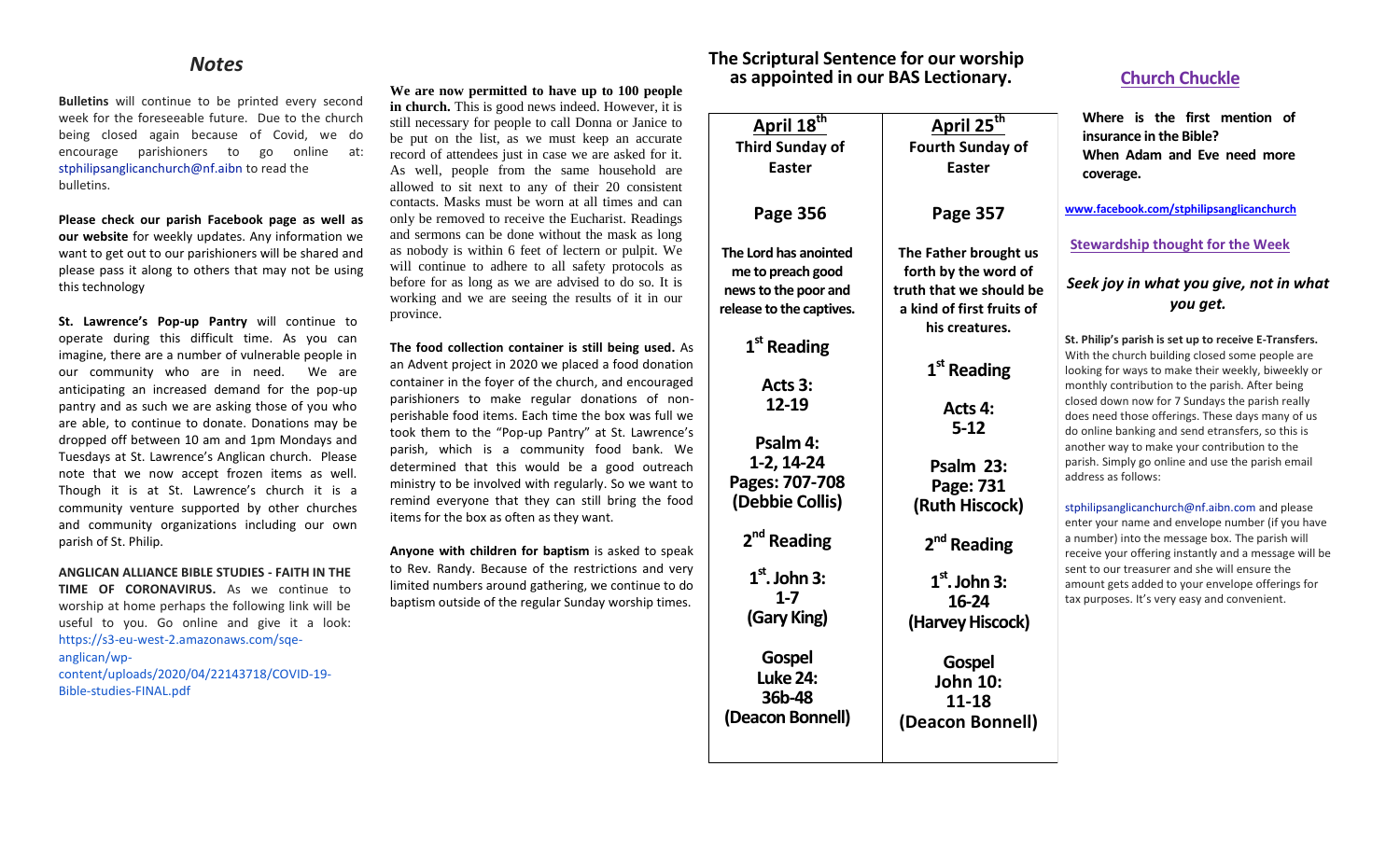## *Notes*

**Bulletins** will continue to be printed every second week for the foreseeable future. Due to the church being closed again because of Covid, we do encourage parishioners to go online at: stphilipsanglicanchurch@nf.aibn to read the bulletins.

**Please check our parish Facebook page as well as our website** for weekly updates. Any information we want to get out to our parishioners will be shared and please pass it along to others that may not be using this technology

**St. Lawrence's Pop-up Pantry** will continue to operate during this difficult time. As you can imagine, there are a number of vulnerable people in our community who are in need. We are anticipating an increased demand for the pop-up pantry and as such we are asking those of you who are able, to continue to donate. Donations may be dropped off between 10 am and 1pm Mondays and Tuesdays at St. Lawrence's Anglican church. Please note that we now accept frozen items as well. Though it is at St. Lawrence's church it is a community venture supported by other churches and community organizations including our own parish of St. Philip.

**ANGLICAN ALLIANCE BIBLE STUDIES - FAITH IN THE TIME OF CORONAVIRUS.** As we continue to worship at home perhaps the following link will be useful to you. Go online and give it a look: https://s3-eu-west-2.amazonaws.com/sqe-anglican/wp-content/uploads/2020/04/22143718/COVID-19-Bible-studies-FINAL.pdf

**We are now permitted to have up to 100 people in church.** This is good news indeed. However, it is still necessary for people to call Donna or Janice to be put on the list, as we must keep an accurate record of attendees just in case we are asked for it. As well, people from the same household are allowed to sit next to any of their 20 consistent contacts. Masks must be worn at all times and can only be removed to receive the Eucharist. Readings and sermons can be done without the mask as long as nobody is within 6 feet of lectern or pulpit. We will continue to adhere to all safety protocols as before for as long as we are advised to do so. It is working and we are seeing the results of it in our province.

**The food collection container is still being used.** As an Advent project in 2020 we placed a food donation container in the foyer of the church, and encouraged parishioners to make regular donations of non-perishable food items. Each time the box was full we took them to the "Pop-up Pantry" at St. Lawrence's parish, which is a community food bank. We determined that this would be a good outreach ministry to be involved with regularly. So we want to remind everyone that they can still bring the food items for the box as often as they want.

**Anyone with children for baptism** is asked to speak to Rev. Randy. Because of the restrictions and very limited numbers around gathering, we continue to do baptism outside of the regular Sunday worship times.

## The Scriptural Sentence for our worship as appointed in our BAS Lectionary.

| April 18th Third Sunday of Easter | April 25th Fourth Sunday of Easter |
|---|---|
| Page 356 | Page 357 |
| The Lord has anointed me to preach good news to the poor and release to the captives. | The Father brought us forth by the word of truth that we should be a kind of first fruits of his creatures. |
| 1st Reading | 1st Reading |
| Acts 3: 12-19 | Acts 4: 5-12 |
| Psalm 4: 1-2, 14-24 Pages: 707-708 (Debbie Collis) | Psalm 23: Page: 731 (Ruth Hiscock) |
| 2nd Reading | 2nd Reading |
| 1st. John 3: 1-7 (Gary King) | 1st. John 3: 16-24 (Harvey Hiscock) |
| Gospel Luke 24: 36b-48 (Deacon Bonnell) | Gospel John 10: 11-18 (Deacon Bonnell) |

## Church Chuckle

**Where is the first mention of insurance in the Bible?**
**When Adam and Eve need more coverage.**

**www.facebook.com/stphilipsanglicanchurch**

**Stewardship thought for the Week**

***Seek joy in what you give, not in what you get.***

**St. Philip's parish is set up to receive E-Transfers.** With the church building closed some people are looking for ways to make their weekly, biweekly or monthly contribution to the parish. After being closed down now for 7 Sundays the parish really does need those offerings. These days many of us do online banking and send etransfers, so this is another way to make your contribution to the parish. Simply go online and use the parish email address as follows:

stphilipsanglicanchurch@nf.aibn.com and please enter your name and envelope number (if you have a number) into the message box. The parish will receive your offering instantly and a message will be sent to our treasurer and she will ensure the amount gets added to your envelope offerings for tax purposes. It's very easy and convenient.